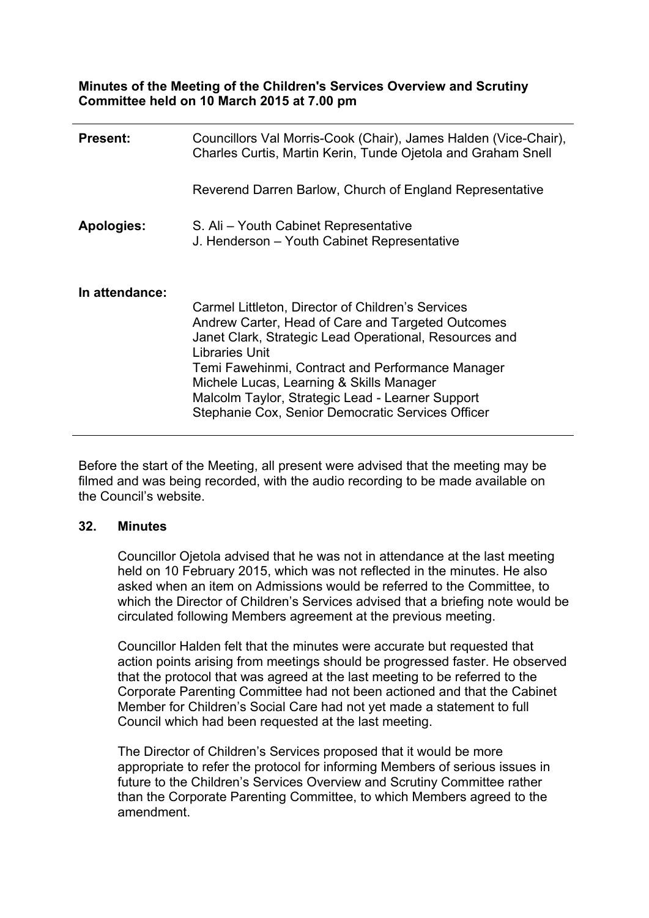**Minutes of the Meeting of the Children's Services Overview and Scrutiny Committee held on 10 March 2015 at 7.00 pm**

| | |
|---|---|
| **Present:** | Councillors Val Morris-Cook (Chair), James Halden (Vice-Chair), Charles Curtis, Martin Kerin, Tunde Ojetola and Graham Snell<br><br>Reverend Darren Barlow, Church of England Representative |
| **Apologies:** | S. Ali – Youth Cabinet Representative<br>J. Henderson – Youth Cabinet Representative |
| **In attendance:** | Carmel Littleton, Director of Children's Services<br>Andrew Carter, Head of Care and Targeted Outcomes<br>Janet Clark, Strategic Lead Operational, Resources and Libraries Unit<br>Temi Fawehinmi, Contract and Performance Manager<br>Michele Lucas, Learning & Skills Manager<br>Malcolm Taylor, Strategic Lead - Learner Support<br>Stephanie Cox, Senior Democratic Services Officer |

Before the start of the Meeting, all present were advised that the meeting may be filmed and was being recorded, with the audio recording to be made available on the Council's website.

**32. Minutes**

Councillor Ojetola advised that he was not in attendance at the last meeting held on 10 February 2015, which was not reflected in the minutes. He also asked when an item on Admissions would be referred to the Committee, to which the Director of Children's Services advised that a briefing note would be circulated following Members agreement at the previous meeting.

Councillor Halden felt that the minutes were accurate but requested that action points arising from meetings should be progressed faster. He observed that the protocol that was agreed at the last meeting to be referred to the Corporate Parenting Committee had not been actioned and that the Cabinet Member for Children's Social Care had not yet made a statement to full Council which had been requested at the last meeting.

The Director of Children's Services proposed that it would be more appropriate to refer the protocol for informing Members of serious issues in future to the Children's Services Overview and Scrutiny Committee rather than the Corporate Parenting Committee, to which Members agreed to the amendment.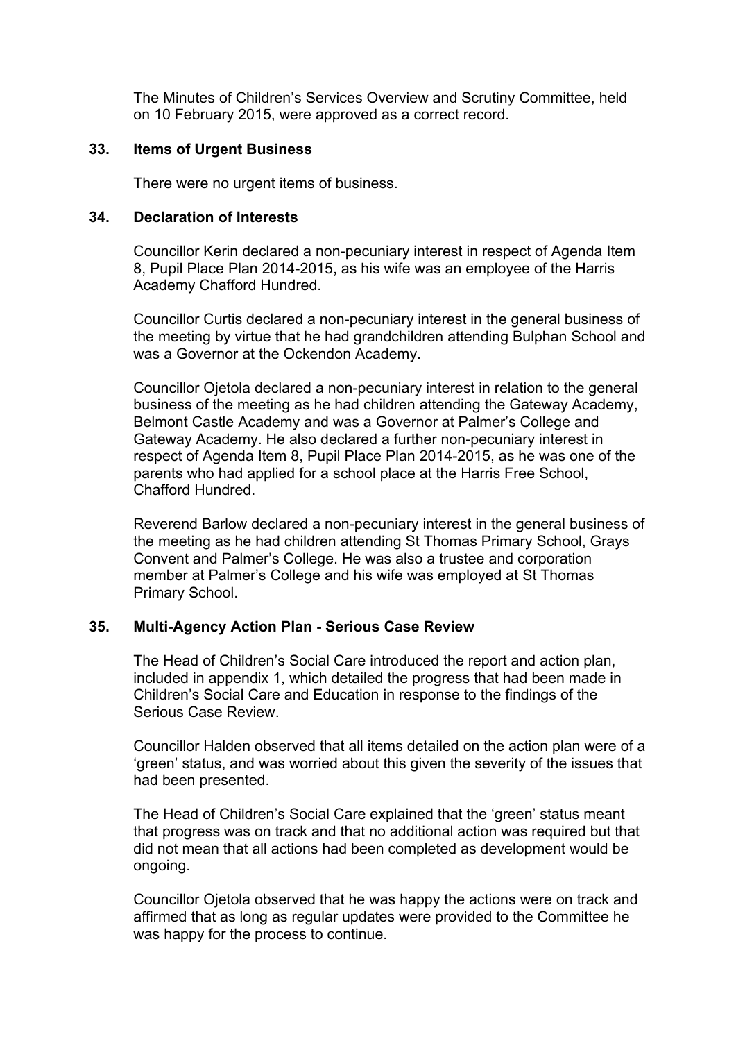The Minutes of Children's Services Overview and Scrutiny Committee, held on 10 February 2015, were approved as a correct record.

## 33. Items of Urgent Business

There were no urgent items of business.

## 34. Declaration of Interests

Councillor Kerin declared a non-pecuniary interest in respect of Agenda Item 8, Pupil Place Plan 2014-2015, as his wife was an employee of the Harris Academy Chafford Hundred.

Councillor Curtis declared a non-pecuniary interest in the general business of the meeting by virtue that he had grandchildren attending Bulphan School and was a Governor at the Ockendon Academy.

Councillor Ojetola declared a non-pecuniary interest in relation to the general business of the meeting as he had children attending the Gateway Academy, Belmont Castle Academy and was a Governor at Palmer's College and Gateway Academy. He also declared a further non-pecuniary interest in respect of Agenda Item 8, Pupil Place Plan 2014-2015, as he was one of the parents who had applied for a school place at the Harris Free School, Chafford Hundred.

Reverend Barlow declared a non-pecuniary interest in the general business of the meeting as he had children attending St Thomas Primary School, Grays Convent and Palmer's College. He was also a trustee and corporation member at Palmer's College and his wife was employed at St Thomas Primary School.

## 35. Multi-Agency Action Plan - Serious Case Review

The Head of Children's Social Care introduced the report and action plan, included in appendix 1, which detailed the progress that had been made in Children's Social Care and Education in response to the findings of the Serious Case Review.

Councillor Halden observed that all items detailed on the action plan were of a 'green' status, and was worried about this given the severity of the issues that had been presented.

The Head of Children's Social Care explained that the 'green' status meant that progress was on track and that no additional action was required but that did not mean that all actions had been completed as development would be ongoing.

Councillor Ojetola observed that he was happy the actions were on track and affirmed that as long as regular updates were provided to the Committee he was happy for the process to continue.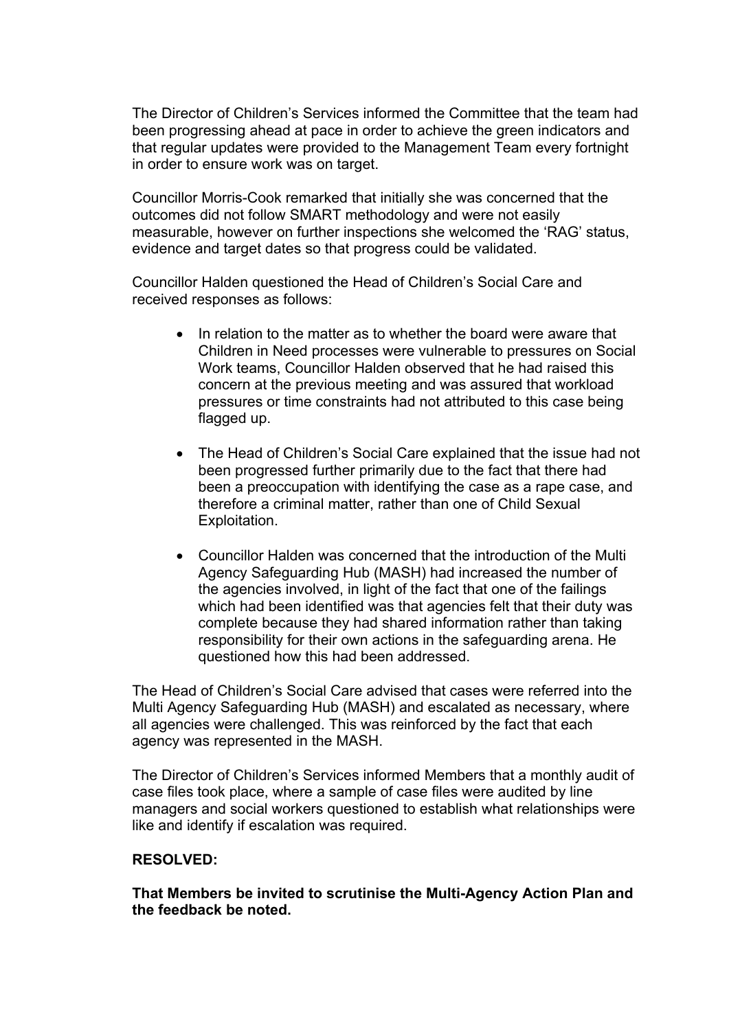The Director of Children's Services informed the Committee that the team had been progressing ahead at pace in order to achieve the green indicators and that regular updates were provided to the Management Team every fortnight in order to ensure work was on target.

Councillor Morris-Cook remarked that initially she was concerned that the outcomes did not follow SMART methodology and were not easily measurable, however on further inspections she welcomed the 'RAG' status, evidence and target dates so that progress could be validated.

Councillor Halden questioned the Head of Children's Social Care and received responses as follows:

- In relation to the matter as to whether the board were aware that Children in Need processes were vulnerable to pressures on Social Work teams, Councillor Halden observed that he had raised this concern at the previous meeting and was assured that workload pressures or time constraints had not attributed to this case being flagged up.

- The Head of Children's Social Care explained that the issue had not been progressed further primarily due to the fact that there had been a preoccupation with identifying the case as a rape case, and therefore a criminal matter, rather than one of Child Sexual Exploitation.

- Councillor Halden was concerned that the introduction of the Multi Agency Safeguarding Hub (MASH) had increased the number of the agencies involved, in light of the fact that one of the failings which had been identified was that agencies felt that their duty was complete because they had shared information rather than taking responsibility for their own actions in the safeguarding arena. He questioned how this had been addressed.

The Head of Children's Social Care advised that cases were referred into the Multi Agency Safeguarding Hub (MASH) and escalated as necessary, where all agencies were challenged. This was reinforced by the fact that each agency was represented in the MASH.

The Director of Children's Services informed Members that a monthly audit of case files took place, where a sample of case files were audited by line managers and social workers questioned to establish what relationships were like and identify if escalation was required.

**RESOLVED:**

**That Members be invited to scrutinise the Multi-Agency Action Plan and the feedback be noted.**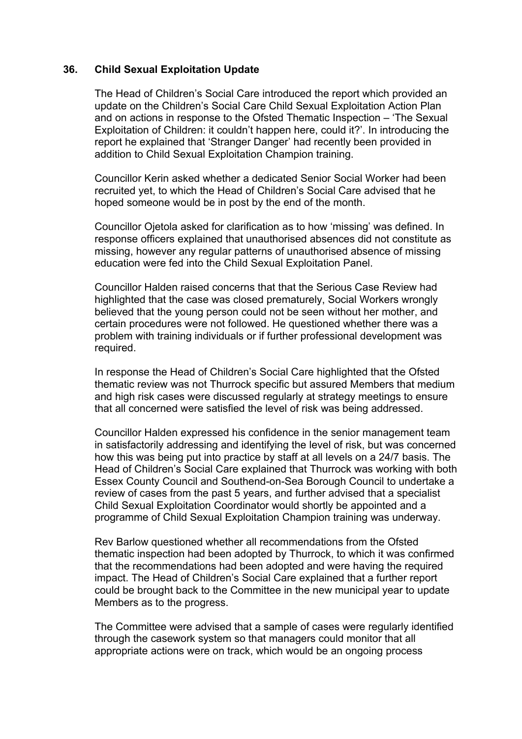## 36. Child Sexual Exploitation Update

The Head of Children's Social Care introduced the report which provided an update on the Children's Social Care Child Sexual Exploitation Action Plan and on actions in response to the Ofsted Thematic Inspection – 'The Sexual Exploitation of Children: it couldn't happen here, could it?'. In introducing the report he explained that 'Stranger Danger' had recently been provided in addition to Child Sexual Exploitation Champion training.

Councillor Kerin asked whether a dedicated Senior Social Worker had been recruited yet, to which the Head of Children's Social Care advised that he hoped someone would be in post by the end of the month.

Councillor Ojetola asked for clarification as to how 'missing' was defined. In response officers explained that unauthorised absences did not constitute as missing, however any regular patterns of unauthorised absence of missing education were fed into the Child Sexual Exploitation Panel.

Councillor Halden raised concerns that that the Serious Case Review had highlighted that the case was closed prematurely, Social Workers wrongly believed that the young person could not be seen without her mother, and certain procedures were not followed. He questioned whether there was a problem with training individuals or if further professional development was required.

In response the Head of Children's Social Care highlighted that the Ofsted thematic review was not Thurrock specific but assured Members that medium and high risk cases were discussed regularly at strategy meetings to ensure that all concerned were satisfied the level of risk was being addressed.

Councillor Halden expressed his confidence in the senior management team in satisfactorily addressing and identifying the level of risk, but was concerned how this was being put into practice by staff at all levels on a 24/7 basis. The Head of Children's Social Care explained that Thurrock was working with both Essex County Council and Southend-on-Sea Borough Council to undertake a review of cases from the past 5 years, and further advised that a specialist Child Sexual Exploitation Coordinator would shortly be appointed and a programme of Child Sexual Exploitation Champion training was underway.

Rev Barlow questioned whether all recommendations from the Ofsted thematic inspection had been adopted by Thurrock, to which it was confirmed that the recommendations had been adopted and were having the required impact. The Head of Children's Social Care explained that a further report could be brought back to the Committee in the new municipal year to update Members as to the progress.

The Committee were advised that a sample of cases were regularly identified through the casework system so that managers could monitor that all appropriate actions were on track, which would be an ongoing process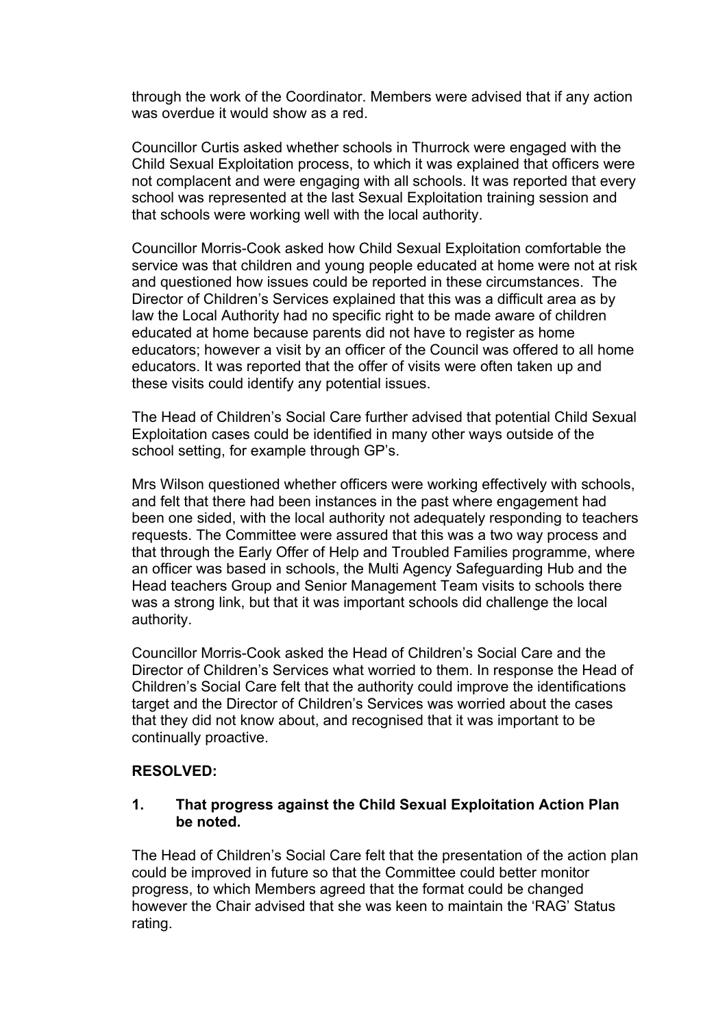through the work of the Coordinator. Members were advised that if any action was overdue it would show as a red.

Councillor Curtis asked whether schools in Thurrock were engaged with the Child Sexual Exploitation process, to which it was explained that officers were not complacent and were engaging with all schools. It was reported that every school was represented at the last Sexual Exploitation training session and that schools were working well with the local authority.

Councillor Morris-Cook asked how Child Sexual Exploitation comfortable the service was that children and young people educated at home were not at risk and questioned how issues could be reported in these circumstances. The Director of Children's Services explained that this was a difficult area as by law the Local Authority had no specific right to be made aware of children educated at home because parents did not have to register as home educators; however a visit by an officer of the Council was offered to all home educators. It was reported that the offer of visits were often taken up and these visits could identify any potential issues.

The Head of Children's Social Care further advised that potential Child Sexual Exploitation cases could be identified in many other ways outside of the school setting, for example through GP's.

Mrs Wilson questioned whether officers were working effectively with schools, and felt that there had been instances in the past where engagement had been one sided, with the local authority not adequately responding to teachers requests. The Committee were assured that this was a two way process and that through the Early Offer of Help and Troubled Families programme, where an officer was based in schools, the Multi Agency Safeguarding Hub and the Head teachers Group and Senior Management Team visits to schools there was a strong link, but that it was important schools did challenge the local authority.

Councillor Morris-Cook asked the Head of Children's Social Care and the Director of Children's Services what worried to them. In response the Head of Children's Social Care felt that the authority could improve the identifications target and the Director of Children's Services was worried about the cases that they did not know about, and recognised that it was important to be continually proactive.

**RESOLVED:**

**1. That progress against the Child Sexual Exploitation Action Plan be noted.**

The Head of Children's Social Care felt that the presentation of the action plan could be improved in future so that the Committee could better monitor progress, to which Members agreed that the format could be changed however the Chair advised that she was keen to maintain the 'RAG' Status rating.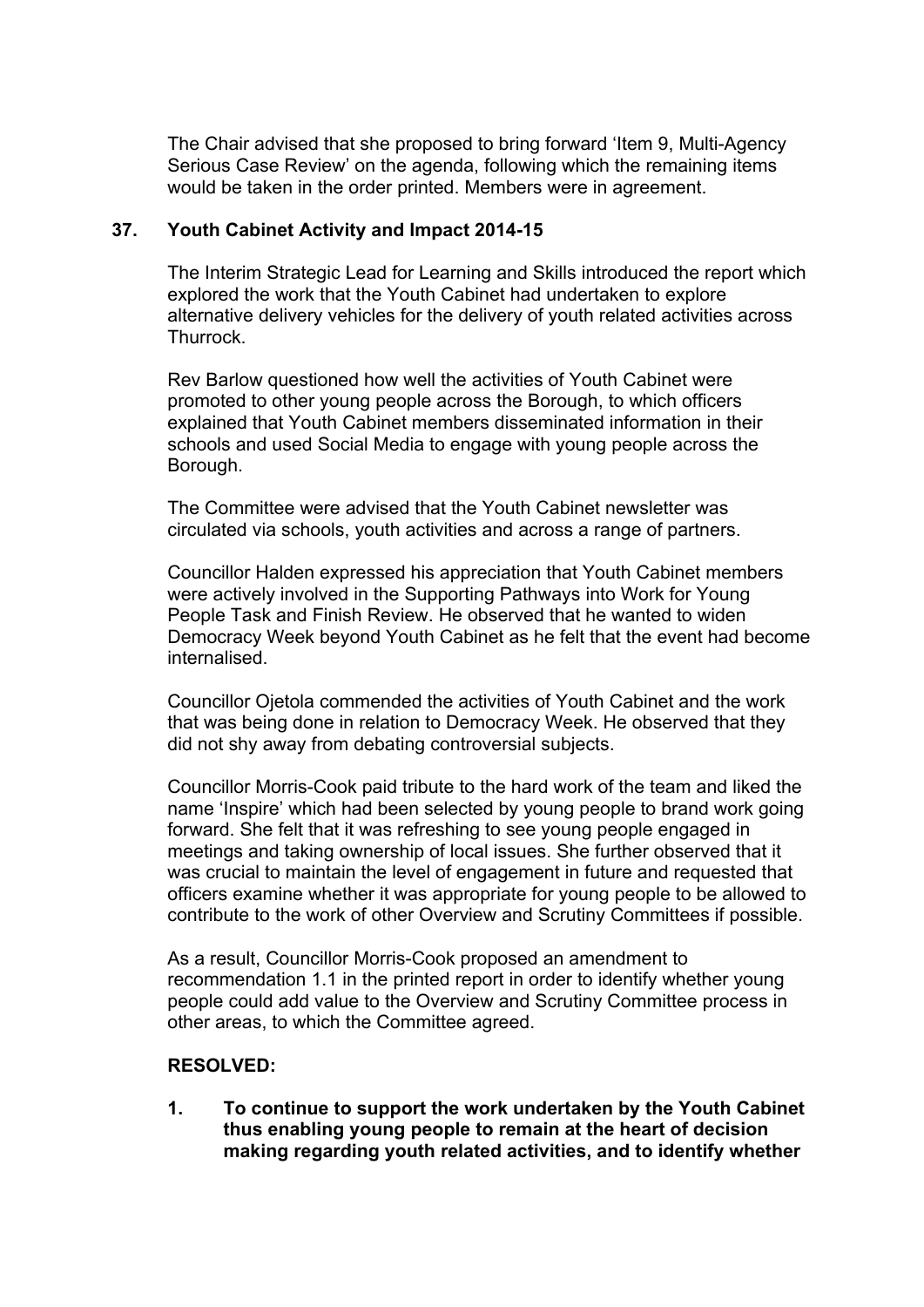The Chair advised that she proposed to bring forward 'Item 9, Multi-Agency Serious Case Review' on the agenda, following which the remaining items would be taken in the order printed. Members were in agreement.

## 37. Youth Cabinet Activity and Impact 2014-15

The Interim Strategic Lead for Learning and Skills introduced the report which explored the work that the Youth Cabinet had undertaken to explore alternative delivery vehicles for the delivery of youth related activities across Thurrock.

Rev Barlow questioned how well the activities of Youth Cabinet were promoted to other young people across the Borough, to which officers explained that Youth Cabinet members disseminated information in their schools and used Social Media to engage with young people across the Borough.

The Committee were advised that the Youth Cabinet newsletter was circulated via schools, youth activities and across a range of partners.

Councillor Halden expressed his appreciation that Youth Cabinet members were actively involved in the Supporting Pathways into Work for Young People Task and Finish Review. He observed that he wanted to widen Democracy Week beyond Youth Cabinet as he felt that the event had become internalised.

Councillor Ojetola commended the activities of Youth Cabinet and the work that was being done in relation to Democracy Week. He observed that they did not shy away from debating controversial subjects.

Councillor Morris-Cook paid tribute to the hard work of the team and liked the name 'Inspire' which had been selected by young people to brand work going forward. She felt that it was refreshing to see young people engaged in meetings and taking ownership of local issues. She further observed that it was crucial to maintain the level of engagement in future and requested that officers examine whether it was appropriate for young people to be allowed to contribute to the work of other Overview and Scrutiny Committees if possible.

As a result, Councillor Morris-Cook proposed an amendment to recommendation 1.1 in the printed report in order to identify whether young people could add value to the Overview and Scrutiny Committee process in other areas, to which the Committee agreed.

**RESOLVED:**

1. **To continue to support the work undertaken by the Youth Cabinet thus enabling young people to remain at the heart of decision making regarding youth related activities, and to identify whether**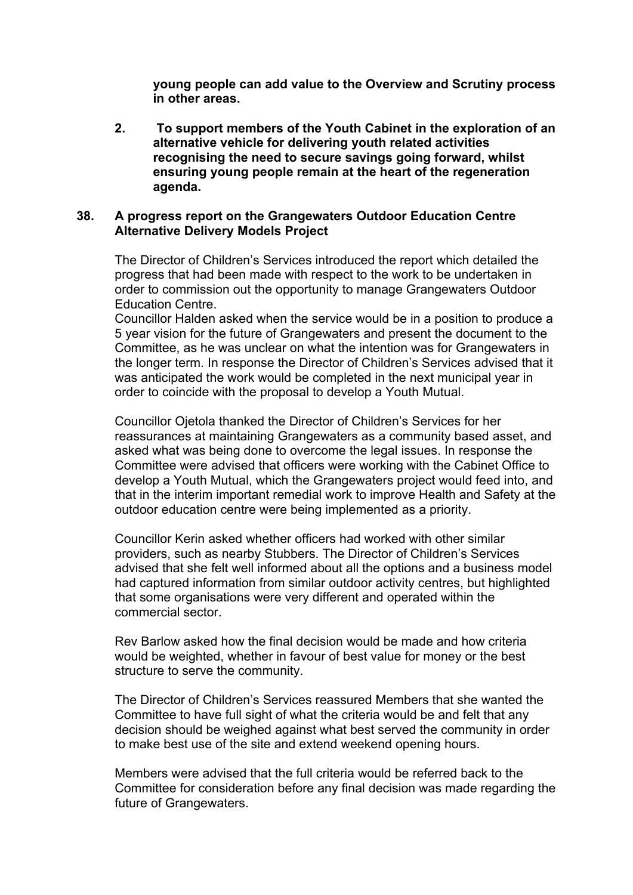**young people can add value to the Overview and Scrutiny process in other areas.**

2. **To support members of the Youth Cabinet in the exploration of an alternative vehicle for delivering youth related activities recognising the need to secure savings going forward, whilst ensuring young people remain at the heart of the regeneration agenda.**

## 38. A progress report on the Grangewaters Outdoor Education Centre Alternative Delivery Models Project

The Director of Children's Services introduced the report which detailed the progress that had been made with respect to the work to be undertaken in order to commission out the opportunity to manage Grangewaters Outdoor Education Centre.

Councillor Halden asked when the service would be in a position to produce a 5 year vision for the future of Grangewaters and present the document to the Committee, as he was unclear on what the intention was for Grangewaters in the longer term. In response the Director of Children's Services advised that it was anticipated the work would be completed in the next municipal year in order to coincide with the proposal to develop a Youth Mutual.

Councillor Ojetola thanked the Director of Children's Services for her reassurances at maintaining Grangewaters as a community based asset, and asked what was being done to overcome the legal issues. In response the Committee were advised that officers were working with the Cabinet Office to develop a Youth Mutual, which the Grangewaters project would feed into, and that in the interim important remedial work to improve Health and Safety at the outdoor education centre were being implemented as a priority.

Councillor Kerin asked whether officers had worked with other similar providers, such as nearby Stubbers. The Director of Children's Services advised that she felt well informed about all the options and a business model had captured information from similar outdoor activity centres, but highlighted that some organisations were very different and operated within the commercial sector.

Rev Barlow asked how the final decision would be made and how criteria would be weighted, whether in favour of best value for money or the best structure to serve the community.

The Director of Children's Services reassured Members that she wanted the Committee to have full sight of what the criteria would be and felt that any decision should be weighed against what best served the community in order to make best use of the site and extend weekend opening hours.

Members were advised that the full criteria would be referred back to the Committee for consideration before any final decision was made regarding the future of Grangewaters.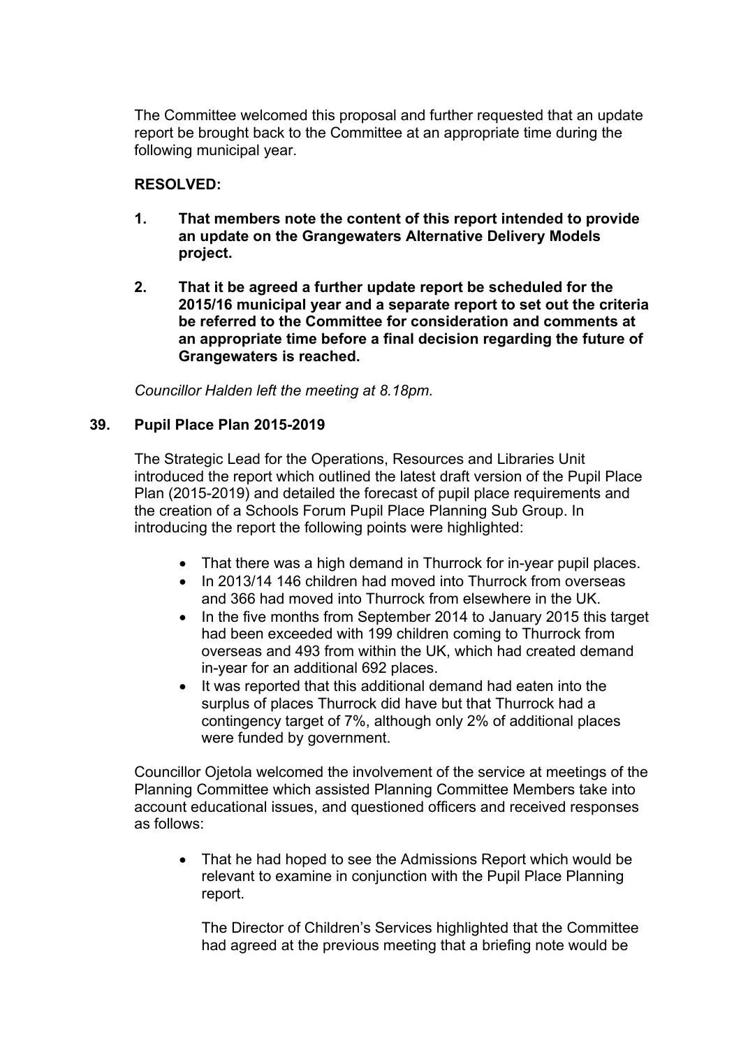The Committee welcomed this proposal and further requested that an update report be brought back to the Committee at an appropriate time during the following municipal year.

**RESOLVED:**

1. **That members note the content of this report intended to provide an update on the Grangewaters Alternative Delivery Models project.**

2. **That it be agreed a further update report be scheduled for the 2015/16 municipal year and a separate report to set out the criteria be referred to the Committee for consideration and comments at an appropriate time before a final decision regarding the future of Grangewaters is reached.**

*Councillor Halden left the meeting at 8.18pm.*

## 39. Pupil Place Plan 2015-2019

The Strategic Lead for the Operations, Resources and Libraries Unit introduced the report which outlined the latest draft version of the Pupil Place Plan (2015-2019) and detailed the forecast of pupil place requirements and the creation of a Schools Forum Pupil Place Planning Sub Group. In introducing the report the following points were highlighted:

- That there was a high demand in Thurrock for in-year pupil places.
- In 2013/14 146 children had moved into Thurrock from overseas and 366 had moved into Thurrock from elsewhere in the UK.
- In the five months from September 2014 to January 2015 this target had been exceeded with 199 children coming to Thurrock from overseas and 493 from within the UK, which had created demand in-year for an additional 692 places.
- It was reported that this additional demand had eaten into the surplus of places Thurrock did have but that Thurrock had a contingency target of 7%, although only 2% of additional places were funded by government.

Councillor Ojetola welcomed the involvement of the service at meetings of the Planning Committee which assisted Planning Committee Members take into account educational issues, and questioned officers and received responses as follows:

- That he had hoped to see the Admissions Report which would be relevant to examine in conjunction with the Pupil Place Planning report.

  The Director of Children's Services highlighted that the Committee had agreed at the previous meeting that a briefing note would be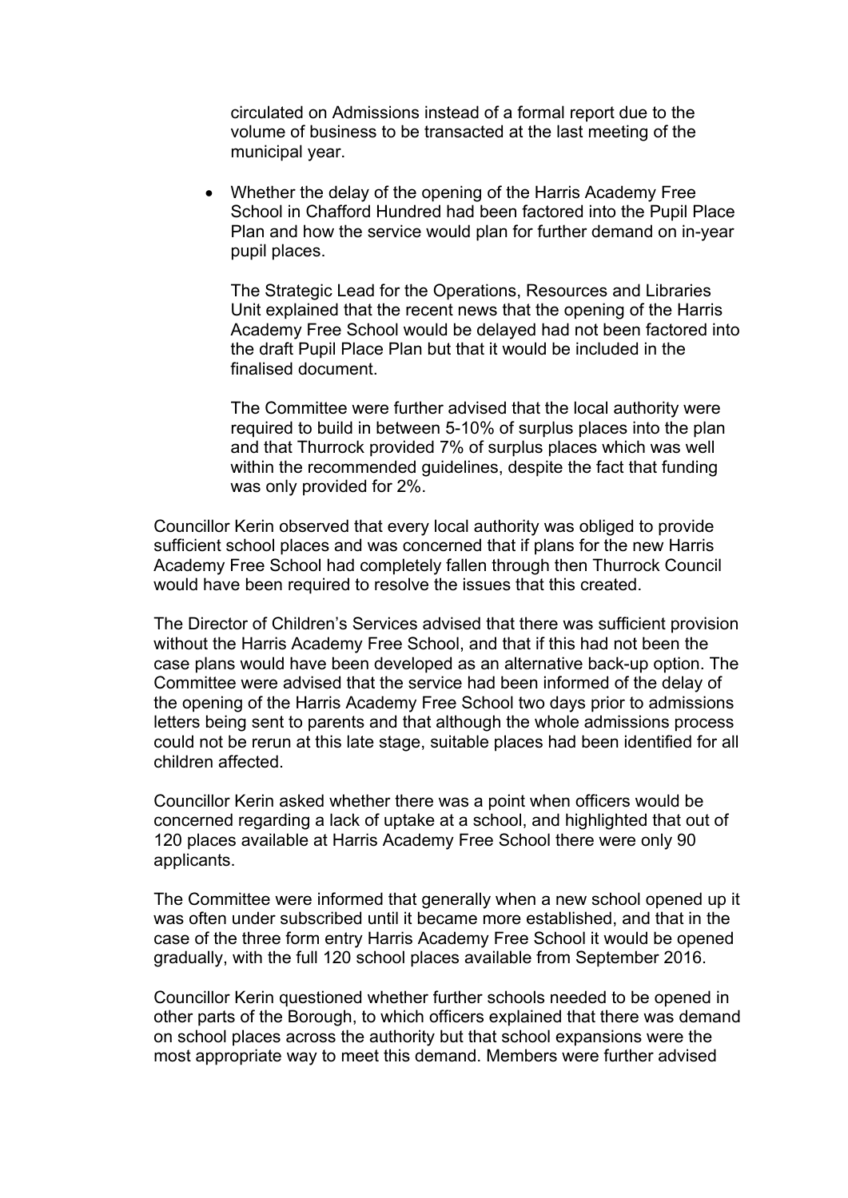circulated on Admissions instead of a formal report due to the volume of business to be transacted at the last meeting of the municipal year.

- Whether the delay of the opening of the Harris Academy Free School in Chafford Hundred had been factored into the Pupil Place Plan and how the service would plan for further demand on in-year pupil places.

  The Strategic Lead for the Operations, Resources and Libraries Unit explained that the recent news that the opening of the Harris Academy Free School would be delayed had not been factored into the draft Pupil Place Plan but that it would be included in the finalised document.

  The Committee were further advised that the local authority were required to build in between 5-10% of surplus places into the plan and that Thurrock provided 7% of surplus places which was well within the recommended guidelines, despite the fact that funding was only provided for 2%.

Councillor Kerin observed that every local authority was obliged to provide sufficient school places and was concerned that if plans for the new Harris Academy Free School had completely fallen through then Thurrock Council would have been required to resolve the issues that this created.

The Director of Children's Services advised that there was sufficient provision without the Harris Academy Free School, and that if this had not been the case plans would have been developed as an alternative back-up option. The Committee were advised that the service had been informed of the delay of the opening of the Harris Academy Free School two days prior to admissions letters being sent to parents and that although the whole admissions process could not be rerun at this late stage, suitable places had been identified for all children affected.

Councillor Kerin asked whether there was a point when officers would be concerned regarding a lack of uptake at a school, and highlighted that out of 120 places available at Harris Academy Free School there were only 90 applicants.

The Committee were informed that generally when a new school opened up it was often under subscribed until it became more established, and that in the case of the three form entry Harris Academy Free School it would be opened gradually, with the full 120 school places available from September 2016.

Councillor Kerin questioned whether further schools needed to be opened in other parts of the Borough, to which officers explained that there was demand on school places across the authority but that school expansions were the most appropriate way to meet this demand. Members were further advised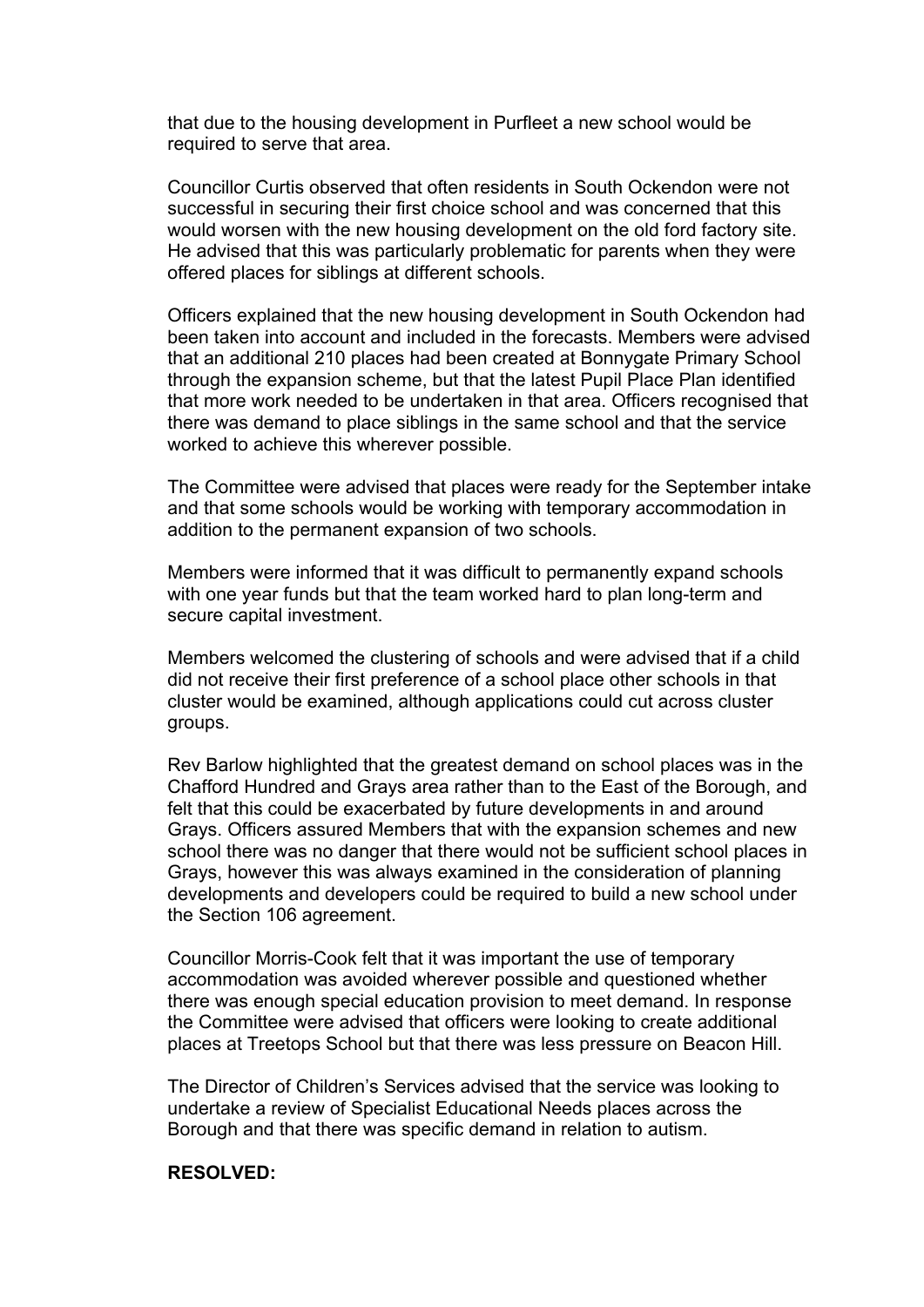that due to the housing development in Purfleet a new school would be required to serve that area.

Councillor Curtis observed that often residents in South Ockendon were not successful in securing their first choice school and was concerned that this would worsen with the new housing development on the old ford factory site. He advised that this was particularly problematic for parents when they were offered places for siblings at different schools.

Officers explained that the new housing development in South Ockendon had been taken into account and included in the forecasts. Members were advised that an additional 210 places had been created at Bonnygate Primary School through the expansion scheme, but that the latest Pupil Place Plan identified that more work needed to be undertaken in that area. Officers recognised that there was demand to place siblings in the same school and that the service worked to achieve this wherever possible.

The Committee were advised that places were ready for the September intake and that some schools would be working with temporary accommodation in addition to the permanent expansion of two schools.

Members were informed that it was difficult to permanently expand schools with one year funds but that the team worked hard to plan long-term and secure capital investment.

Members welcomed the clustering of schools and were advised that if a child did not receive their first preference of a school place other schools in that cluster would be examined, although applications could cut across cluster groups.

Rev Barlow highlighted that the greatest demand on school places was in the Chafford Hundred and Grays area rather than to the East of the Borough, and felt that this could be exacerbated by future developments in and around Grays. Officers assured Members that with the expansion schemes and new school there was no danger that there would not be sufficient school places in Grays, however this was always examined in the consideration of planning developments and developers could be required to build a new school under the Section 106 agreement.

Councillor Morris-Cook felt that it was important the use of temporary accommodation was avoided wherever possible and questioned whether there was enough special education provision to meet demand. In response the Committee were advised that officers were looking to create additional places at Treetops School but that there was less pressure on Beacon Hill.

The Director of Children's Services advised that the service was looking to undertake a review of Specialist Educational Needs places across the Borough and that there was specific demand in relation to autism.

**RESOLVED:**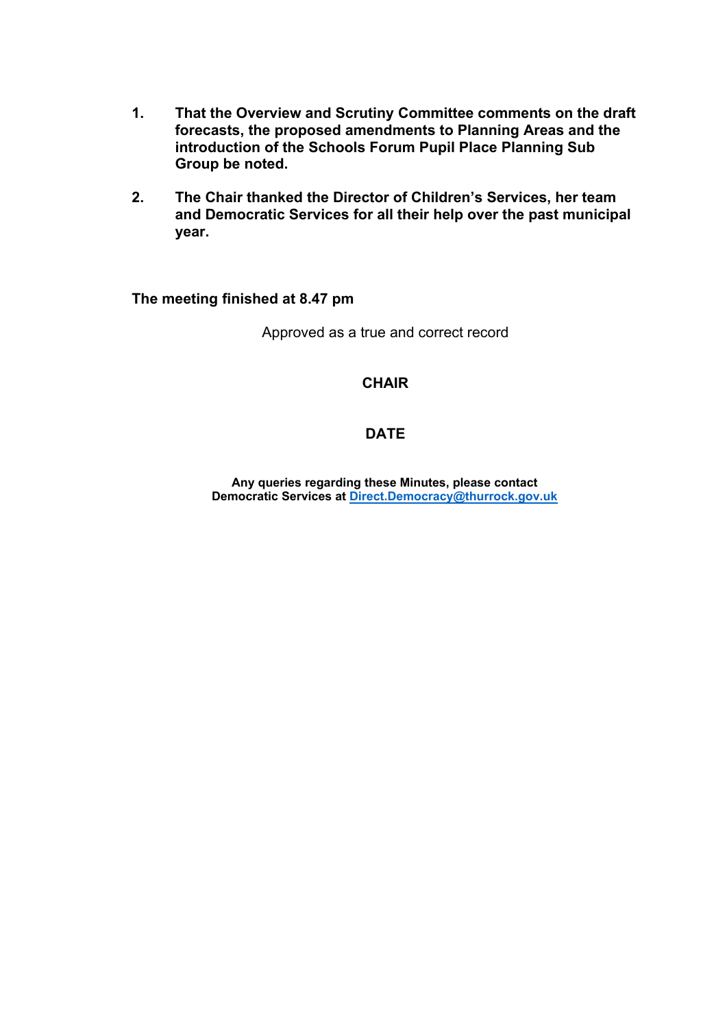1. **That the Overview and Scrutiny Committee comments on the draft forecasts, the proposed amendments to Planning Areas and the introduction of the Schools Forum Pupil Place Planning Sub Group be noted.**

2. **The Chair thanked the Director of Children's Services, her team and Democratic Services for all their help over the past municipal year.**

**The meeting finished at 8.47 pm**

Approved as a true and correct record

**CHAIR**

**DATE**

**Any queries regarding these Minutes, please contact Democratic Services at [Direct.Democracy@thurrock.gov.uk](mailto:Direct.Democracy@thurrock.gov.uk)**